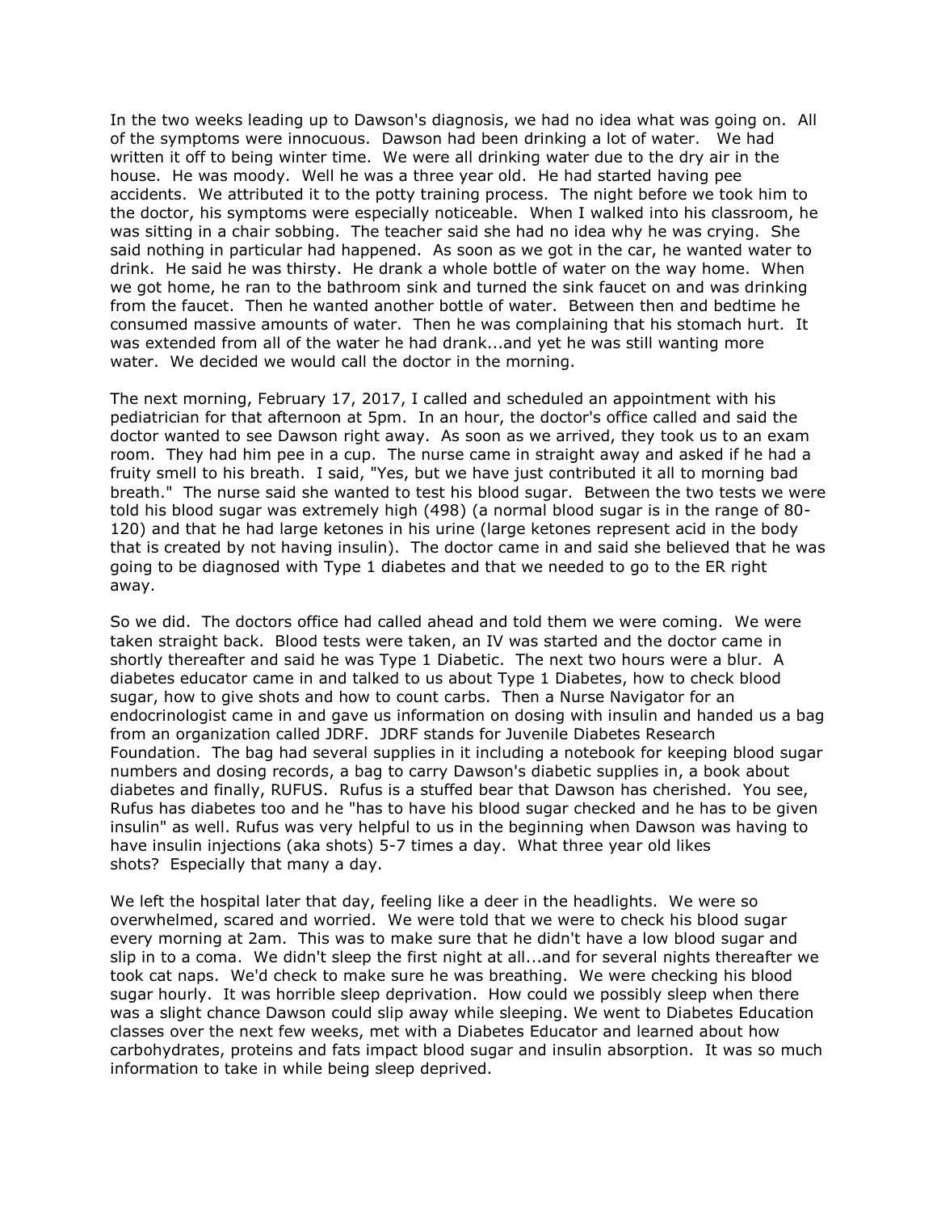In the two weeks leading up to Dawson's diagnosis, we had no idea what was going on. All of the symptoms were innocuous. Dawson had been drinking a lot of water. We had written it off to being winter time. We were all drinking water due to the dry air in the house. He was moody. Well he was a three year old. He had started having pee accidents. We attributed it to the potty training process. The night before we took him to the doctor, his symptoms were especially noticeable. When I walked into his classroom, he was sitting in a chair sobbing. The teacher said she had no idea why he was crying. She said nothing in particular had happened. As soon as we got in the car, he wanted water to drink. He said he was thirsty. He drank a whole bottle of water on the way home. When we got home, he ran to the bathroom sink and turned the sink faucet on and was drinking from the faucet. Then he wanted another bottle of water. Between then and bedtime he consumed massive amounts of water. Then he was complaining that his stomach hurt. It was extended from all of the water he had drank...and yet he was still wanting more water. We decided we would call the doctor in the morning.

The next morning, February 17, 2017, I called and scheduled an appointment with his pediatrician for that afternoon at 5pm. In an hour, the doctor's office called and said the doctor wanted to see Dawson right away. As soon as we arrived, they took us to an exam room. They had him pee in a cup. The nurse came in straight away and asked if he had a fruity smell to his breath. I said, "Yes, but we have just contributed it all to morning bad breath." The nurse said she wanted to test his blood sugar. Between the two tests we were told his blood sugar was extremely high (498) (a normal blood sugar is in the range of 80-120) and that he had large ketones in his urine (large ketones represent acid in the body that is created by not having insulin). The doctor came in and said she believed that he was going to be diagnosed with Type 1 diabetes and that we needed to go to the ER right away.

So we did. The doctors office had called ahead and told them we were coming. We were taken straight back. Blood tests were taken, an IV was started and the doctor came in shortly thereafter and said he was Type 1 Diabetic. The next two hours were a blur. A diabetes educator came in and talked to us about Type 1 Diabetes, how to check blood sugar, how to give shots and how to count carbs. Then a Nurse Navigator for an endocrinologist came in and gave us information on dosing with insulin and handed us a bag from an organization called JDRF. JDRF stands for Juvenile Diabetes Research Foundation. The bag had several supplies in it including a notebook for keeping blood sugar numbers and dosing records, a bag to carry Dawson's diabetic supplies in, a book about diabetes and finally, RUFUS. Rufus is a stuffed bear that Dawson has cherished. You see, Rufus has diabetes too and he "has to have his blood sugar checked and he has to be given insulin" as well. Rufus was very helpful to us in the beginning when Dawson was having to have insulin injections (aka shots) 5-7 times a day. What three year old likes shots? Especially that many a day.

We left the hospital later that day, feeling like a deer in the headlights. We were so overwhelmed, scared and worried. We were told that we were to check his blood sugar every morning at 2am. This was to make sure that he didn't have a low blood sugar and slip in to a coma. We didn't sleep the first night at all...and for several nights thereafter we took cat naps. We'd check to make sure he was breathing. We were checking his blood sugar hourly. It was horrible sleep deprivation. How could we possibly sleep when there was a slight chance Dawson could slip away while sleeping. We went to Diabetes Education classes over the next few weeks, met with a Diabetes Educator and learned about how carbohydrates, proteins and fats impact blood sugar and insulin absorption. It was so much information to take in while being sleep deprived.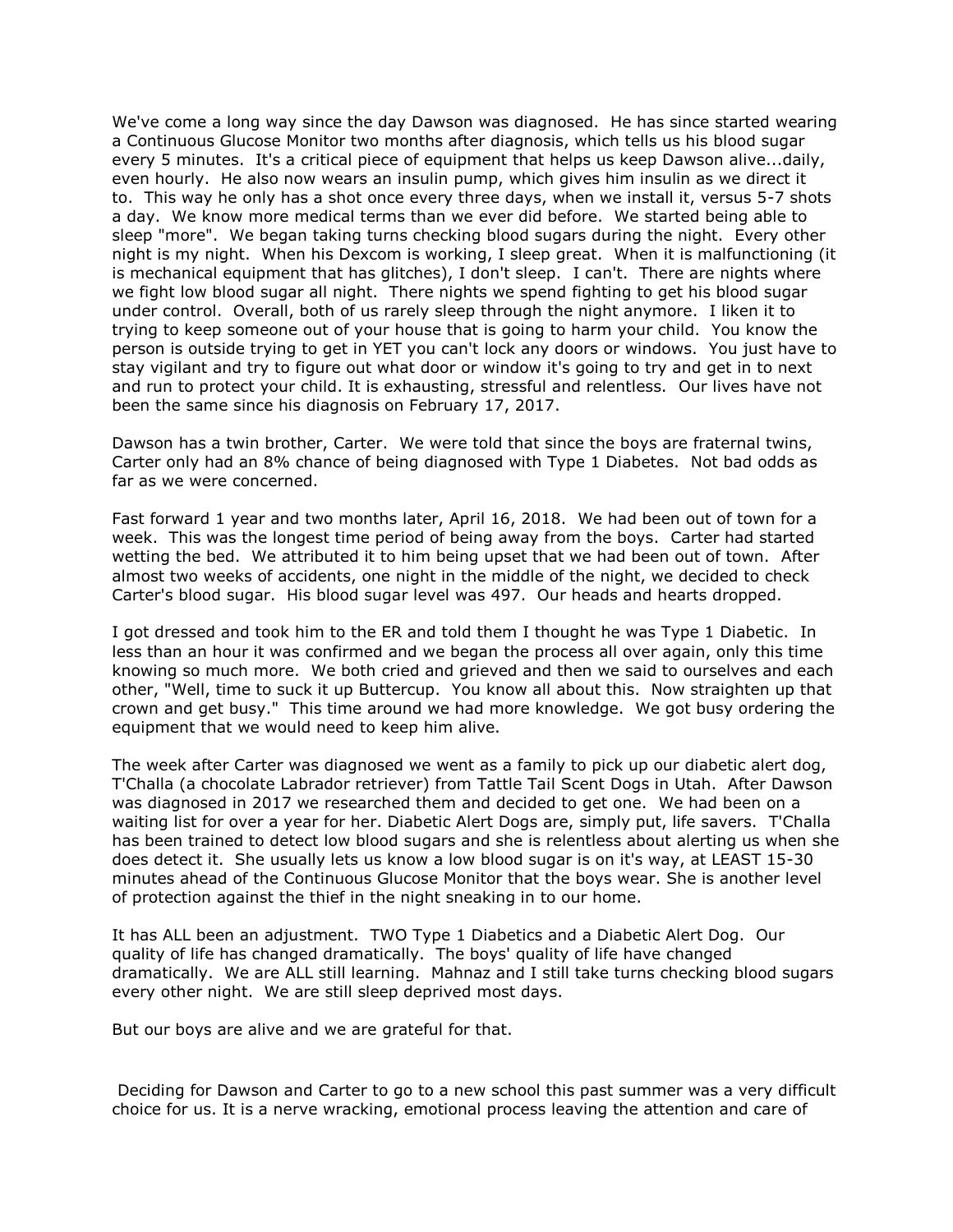We've come a long way since the day Dawson was diagnosed. He has since started wearing a Continuous Glucose Monitor two months after diagnosis, which tells us his blood sugar every 5 minutes. It's a critical piece of equipment that helps us keep Dawson alive...daily, even hourly. He also now wears an insulin pump, which gives him insulin as we direct it to. This way he only has a shot once every three days, when we install it, versus 5-7 shots a day. We know more medical terms than we ever did before. We started being able to sleep "more". We began taking turns checking blood sugars during the night. Every other night is my night. When his Dexcom is working, I sleep great. When it is malfunctioning (it is mechanical equipment that has glitches), I don't sleep. I can't. There are nights where we fight low blood sugar all night. There nights we spend fighting to get his blood sugar under control. Overall, both of us rarely sleep through the night anymore. I liken it to trying to keep someone out of your house that is going to harm your child. You know the person is outside trying to get in YET you can't lock any doors or windows. You just have to stay vigilant and try to figure out what door or window it's going to try and get in to next and run to protect your child. It is exhausting, stressful and relentless. Our lives have not been the same since his diagnosis on February 17, 2017.

Dawson has a twin brother, Carter. We were told that since the boys are fraternal twins, Carter only had an 8% chance of being diagnosed with Type 1 Diabetes. Not bad odds as far as we were concerned.

Fast forward 1 year and two months later, April 16, 2018. We had been out of town for a week. This was the longest time period of being away from the boys. Carter had started wetting the bed. We attributed it to him being upset that we had been out of town. After almost two weeks of accidents, one night in the middle of the night, we decided to check Carter's blood sugar. His blood sugar level was 497. Our heads and hearts dropped.

I got dressed and took him to the ER and told them I thought he was Type 1 Diabetic. In less than an hour it was confirmed and we began the process all over again, only this time knowing so much more. We both cried and grieved and then we said to ourselves and each other, "Well, time to suck it up Buttercup. You know all about this. Now straighten up that crown and get busy." This time around we had more knowledge. We got busy ordering the equipment that we would need to keep him alive.

The week after Carter was diagnosed we went as a family to pick up our diabetic alert dog, T'Challa (a chocolate Labrador retriever) from Tattle Tail Scent Dogs in Utah. After Dawson was diagnosed in 2017 we researched them and decided to get one. We had been on a waiting list for over a year for her. Diabetic Alert Dogs are, simply put, life savers. T'Challa has been trained to detect low blood sugars and she is relentless about alerting us when she does detect it. She usually lets us know a low blood sugar is on it's way, at LEAST 15-30 minutes ahead of the Continuous Glucose Monitor that the boys wear. She is another level of protection against the thief in the night sneaking in to our home.

It has ALL been an adjustment. TWO Type 1 Diabetics and a Diabetic Alert Dog. Our quality of life has changed dramatically. The boys' quality of life have changed dramatically. We are ALL still learning. Mahnaz and I still take turns checking blood sugars every other night. We are still sleep deprived most days.

But our boys are alive and we are grateful for that.

Deciding for Dawson and Carter to go to a new school this past summer was a very difficult choice for us. It is a nerve wracking, emotional process leaving the attention and care of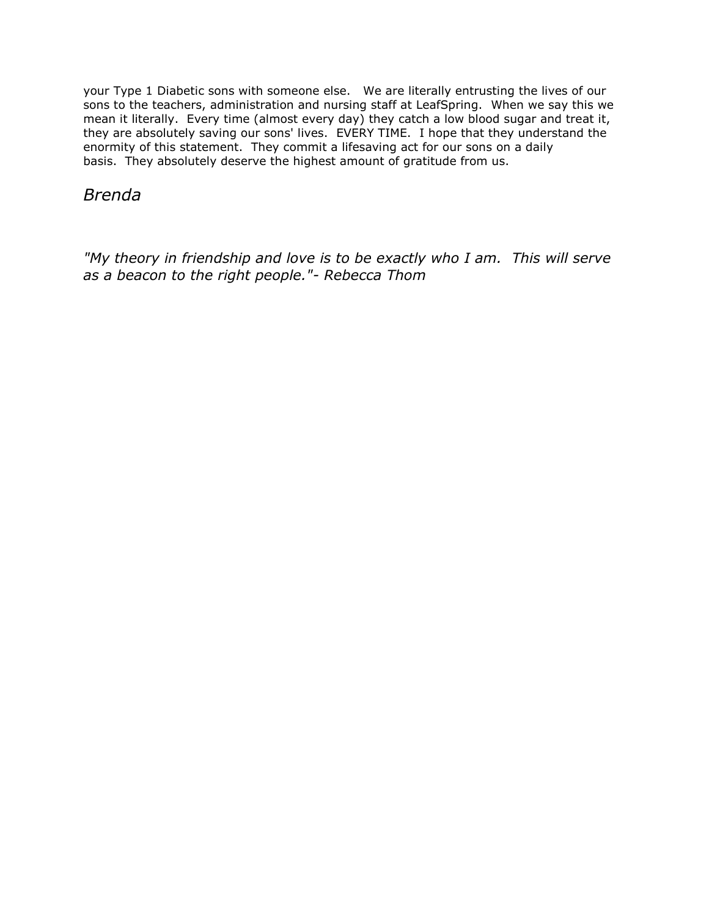your Type 1 Diabetic sons with someone else. We are literally entrusting the lives of our sons to the teachers, administration and nursing staff at LeafSpring. When we say this we mean it literally. Every time (almost every day) they catch a low blood sugar and treat it, they are absolutely saving our sons' lives. EVERY TIME. I hope that they understand the enormity of this statement. They commit a lifesaving act for our sons on a daily basis. They absolutely deserve the highest amount of gratitude from us.

*Brenda*

*"My theory in friendship and love is to be exactly who I am. This will serve as a beacon to the right people."- Rebecca Thom*